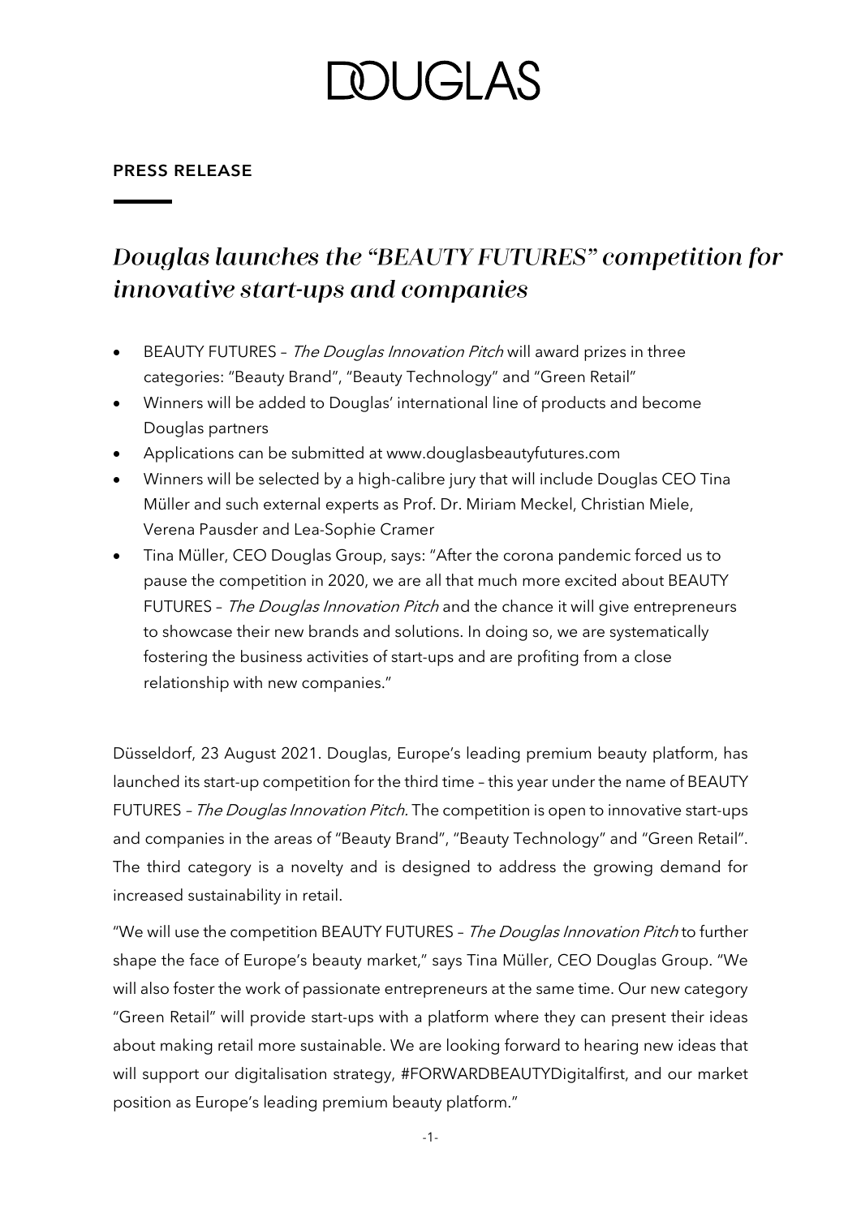# DOUGLAS

**PRESS RELEASE**

## *Douglas launches the "BEAUTY FUTURES" competition for innovative start-ups and companies*

- BEAUTY FUTURES – *The Douglas Innovation Pitch* will award prizes in three categories: "Beauty Brand", "Beauty Technology" and "Green Retail"
- Winners will be added to Douglas' international line of products and become Douglas partners
- Applications can be submitted at www.douglasbeautyfutures.com
- Winners will be selected by a high-calibre jury that will include Douglas CEO Tina Müller and such external experts as Prof. Dr. Miriam Meckel, Christian Miele, Verena Pausder and Lea-Sophie Cramer
- Tina Müller, CEO Douglas Group, says: "After the corona pandemic forced us to pause the competition in 2020, we are all that much more excited about BEAUTY FUTURES – *The Douglas Innovation Pitch* and the chance it will give entrepreneurs to showcase their new brands and solutions. In doing so, we are systematically fostering the business activities of start-ups and are profiting from a close relationship with new companies."

Düsseldorf, 23 August 2021. Douglas, Europe's leading premium beauty platform, has launched its start-up competition for the third time – this year under the name of BEAUTY FUTURES – *The Douglas Innovation Pitch.* The competition is open to innovative start-ups and companies in the areas of "Beauty Brand", "Beauty Technology" and "Green Retail". The third category is a novelty and is designed to address the growing demand for increased sustainability in retail.

"We will use the competition BEAUTY FUTURES – *The Douglas Innovation Pitch* to further shape the face of Europe's beauty market," says Tina Müller, CEO Douglas Group. "We will also foster the work of passionate entrepreneurs at the same time. Our new category "Green Retail" will provide start-ups with a platform where they can present their ideas about making retail more sustainable. We are looking forward to hearing new ideas that will support our digitalisation strategy, #FORWARDBEAUTYDigitalfirst, and our market position as Europe's leading premium beauty platform."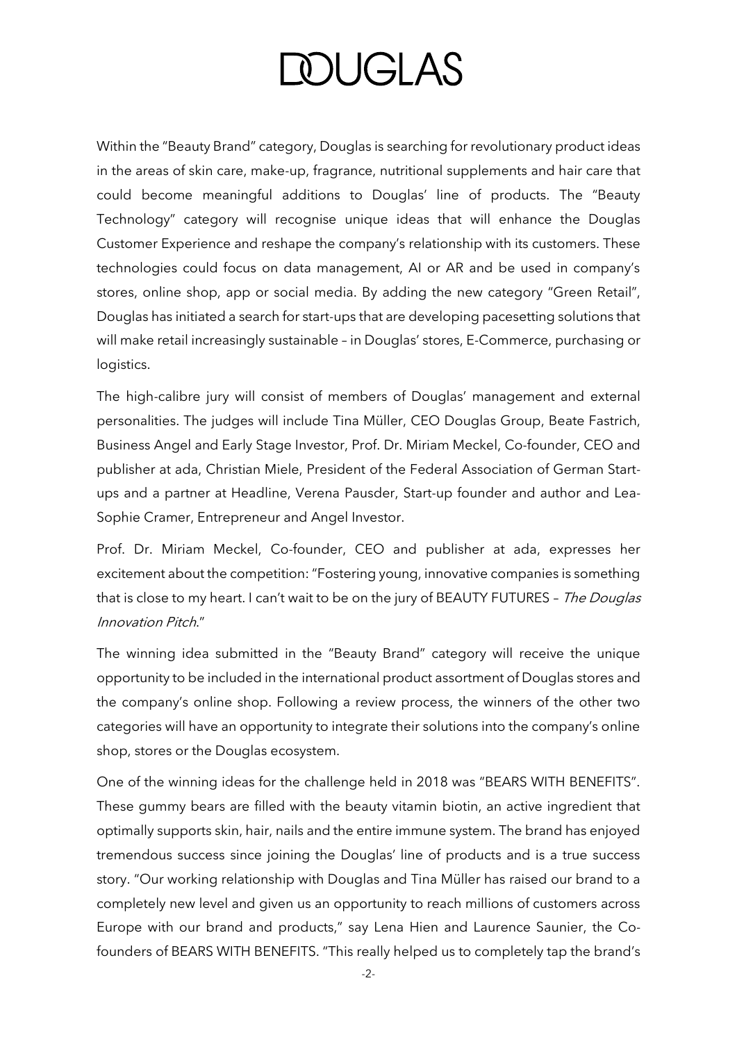Within the "Beauty Brand" category, Douglas is searching for revolutionary product ideas in the areas of skin care, make-up, fragrance, nutritional supplements and hair care that could become meaningful additions to Douglas' line of products. The "Beauty Technology" category will recognise unique ideas that will enhance the Douglas Customer Experience and reshape the company's relationship with its customers. These technologies could focus on data management, AI or AR and be used in company's stores, online shop, app or social media. By adding the new category "Green Retail", Douglas has initiated a search for start-ups that are developing pacesetting solutions that will make retail increasingly sustainable – in Douglas' stores, E-Commerce, purchasing or logistics.

The high-calibre jury will consist of members of Douglas' management and external personalities. The judges will include Tina Müller, CEO Douglas Group, Beate Fastrich, Business Angel and Early Stage Investor, Prof. Dr. Miriam Meckel, Co-founder, CEO and publisher at ada, Christian Miele, President of the Federal Association of German Start-ups and a partner at Headline, Verena Pausder, Start-up founder and author and Lea-Sophie Cramer, Entrepreneur and Angel Investor.

Prof. Dr. Miriam Meckel, Co-founder, CEO and publisher at ada, expresses her excitement about the competition: "Fostering young, innovative companies is something that is close to my heart. I can't wait to be on the jury of BEAUTY FUTURES – *The Douglas Innovation Pitch*."

The winning idea submitted in the "Beauty Brand" category will receive the unique opportunity to be included in the international product assortment of Douglas stores and the company's online shop. Following a review process, the winners of the other two categories will have an opportunity to integrate their solutions into the company's online shop, stores or the Douglas ecosystem.

One of the winning ideas for the challenge held in 2018 was "BEARS WITH BENEFITS". These gummy bears are filled with the beauty vitamin biotin, an active ingredient that optimally supports skin, hair, nails and the entire immune system. The brand has enjoyed tremendous success since joining the Douglas' line of products and is a true success story. "Our working relationship with Douglas and Tina Müller has raised our brand to a completely new level and given us an opportunity to reach millions of customers across Europe with our brand and products," say Lena Hien and Laurence Saunier, the Co-founders of BEARS WITH BENEFITS. "This really helped us to completely tap the brand's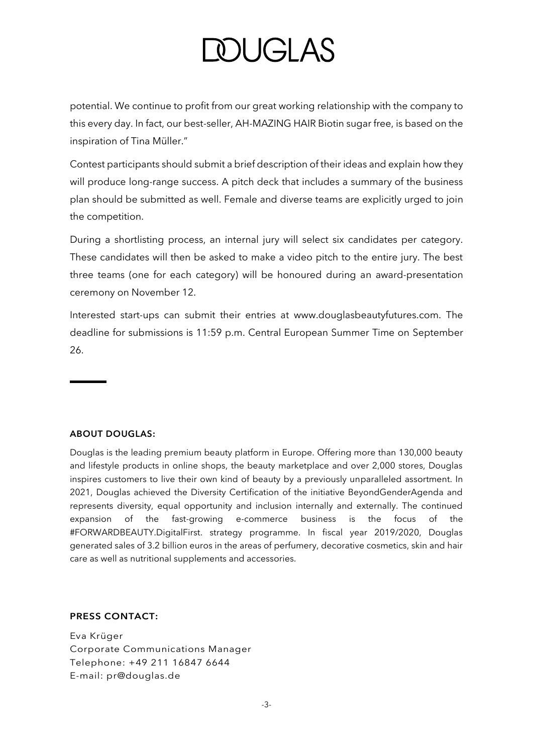potential. We continue to profit from our great working relationship with the company to this every day. In fact, our best-seller, AH-MAZING HAIR Biotin sugar free, is based on the inspiration of Tina Müller."

Contest participants should submit a brief description of their ideas and explain how they will produce long-range success. A pitch deck that includes a summary of the business plan should be submitted as well. Female and diverse teams are explicitly urged to join the competition.

During a shortlisting process, an internal jury will select six candidates per category. These candidates will then be asked to make a video pitch to the entire jury. The best three teams (one for each category) will be honoured during an award-presentation ceremony on November 12.

Interested start-ups can submit their entries at www.douglasbeautyfutures.com. The deadline for submissions is 11:59 p.m. Central European Summer Time on September 26.

---

**ABOUT DOUGLAS:**

Douglas is the leading premium beauty platform in Europe. Offering more than 130,000 beauty and lifestyle products in online shops, the beauty marketplace and over 2,000 stores, Douglas inspires customers to live their own kind of beauty by a previously unparalleled assortment. In 2021, Douglas achieved the Diversity Certification of the initiative BeyondGenderAgenda and represents diversity, equal opportunity and inclusion internally and externally. The continued expansion of the fast-growing e-commerce business is the focus of the #FORWARDBEAUTY.DigitalFirst. strategy programme. In fiscal year 2019/2020, Douglas generated sales of 3.2 billion euros in the areas of perfumery, decorative cosmetics, skin and hair care as well as nutritional supplements and accessories.

**PRESS CONTACT:**

Eva Krüger
Corporate Communications Manager
Telephone: +49 211 16847 6644
E-mail: pr@douglas.de